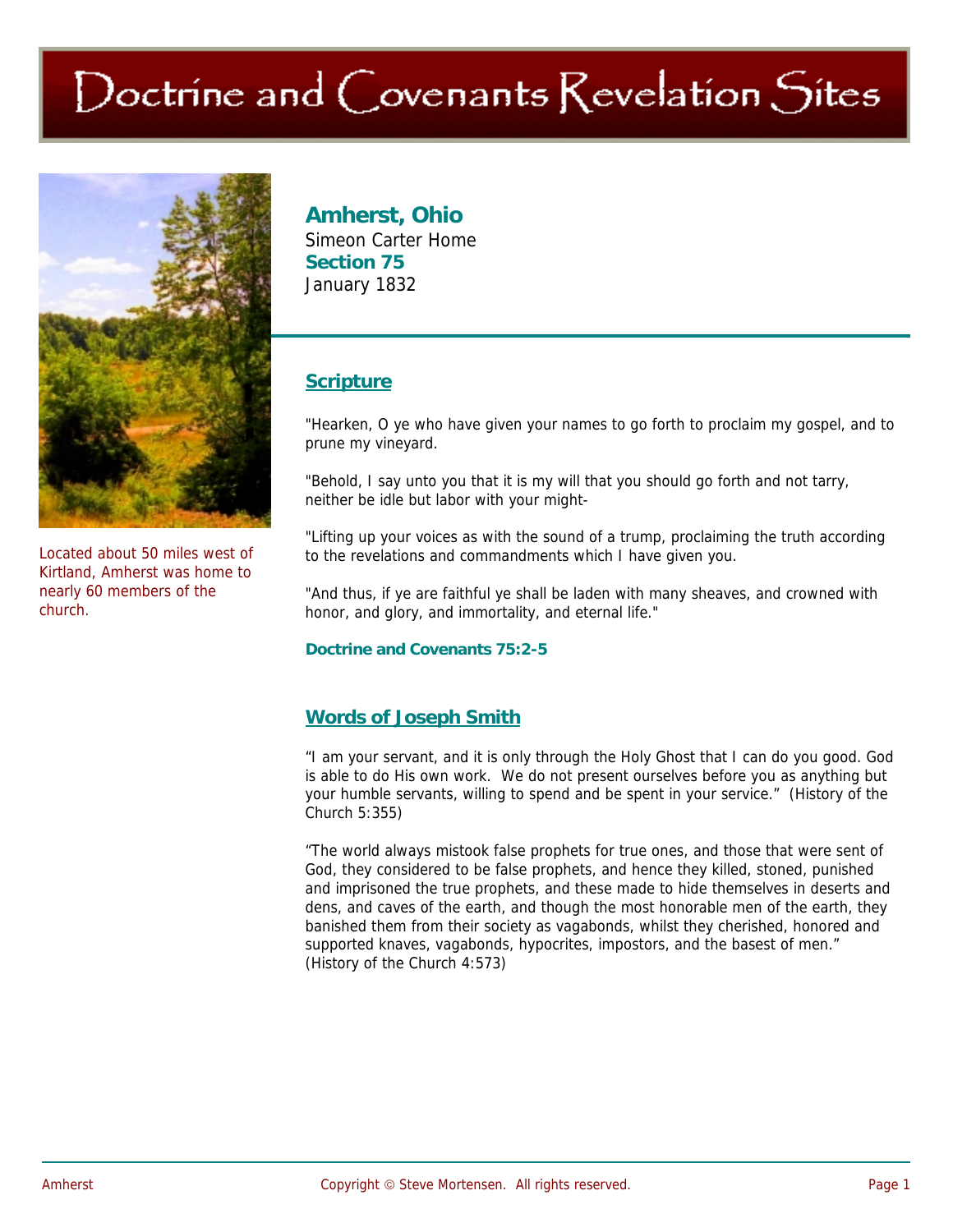# Doctrine and Covenants Revelation Sites

Located about 50 miles west of Kirtland, Amherst was home to nearly 60 members of the church.

## Amherst, Ohio

Simeon Carter Home

**Section 75**

January 1832

### Scripture

"Hearken, O ye who have given your names to go forth to proclaim my gospel, and to prune my vineyard.

"Behold, I say unto you that it is my will that you should go forth and not tarry, neither be idle but labor with your might-

"Lifting up your voices as with the sound of a trump, proclaiming the truth according to the revelations and commandments which I have given you.

"And thus, if ye are faithful ye shall be laden with many sheaves, and crowned with honor, and glory, and immortality, and eternal life."

**Doctrine and Covenants 75:2-5**

### Words of Joseph Smith

"I am your servant, and it is only through the Holy Ghost that I can do you good. God is able to do His own work. We do not present ourselves before you as anything but your humble servants, willing to spend and be spent in your service." (History of the Church 5:355)

"The world always mistook false prophets for true ones, and those that were sent of God, they considered to be false prophets, and hence they killed, stoned, punished and imprisoned the true prophets, and these made to hide themselves in deserts and dens, and caves of the earth, and though the most honorable men of the earth, they banished them from their society as vagabonds, whilst they cherished, honored and supported knaves, vagabonds, hypocrites, impostors, and the basest of men." (History of the Church 4:573)

Copyright © Steve Mortensen. All rights reserved.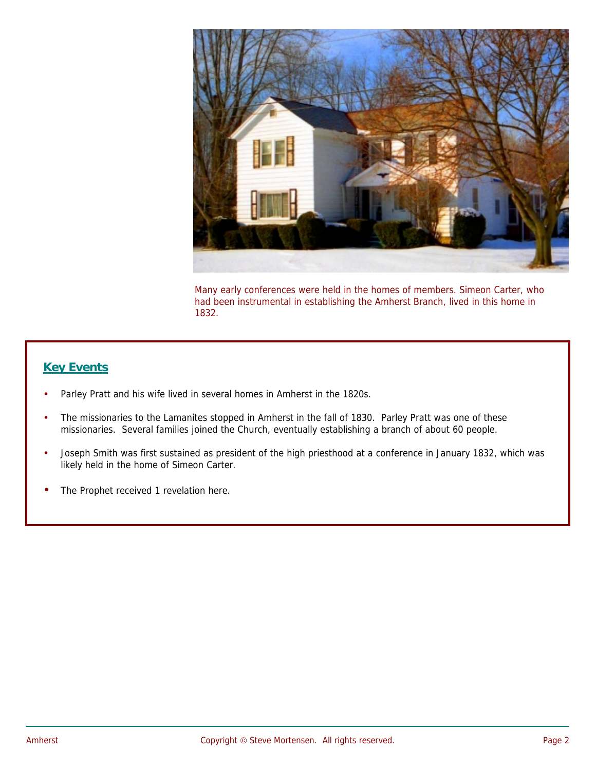Many early conferences were held in the homes of members. Simeon Carter, who had been instrumental in establishing the Amherst Branch, lived in this home in 1832.

## Key Events

- Parley Pratt and his wife lived in several homes in Amherst in the 1820s.
- The missionaries to the Lamanites stopped in Amherst in the fall of 1830. Parley Pratt was one of these missionaries. Several families joined the Church, eventually establishing a branch of about 60 people.
- Joseph Smith was first sustained as president of the high priesthood at a conference in January 1832, which was likely held in the home of Simeon Carter.
- The Prophet received 1 revelation here.